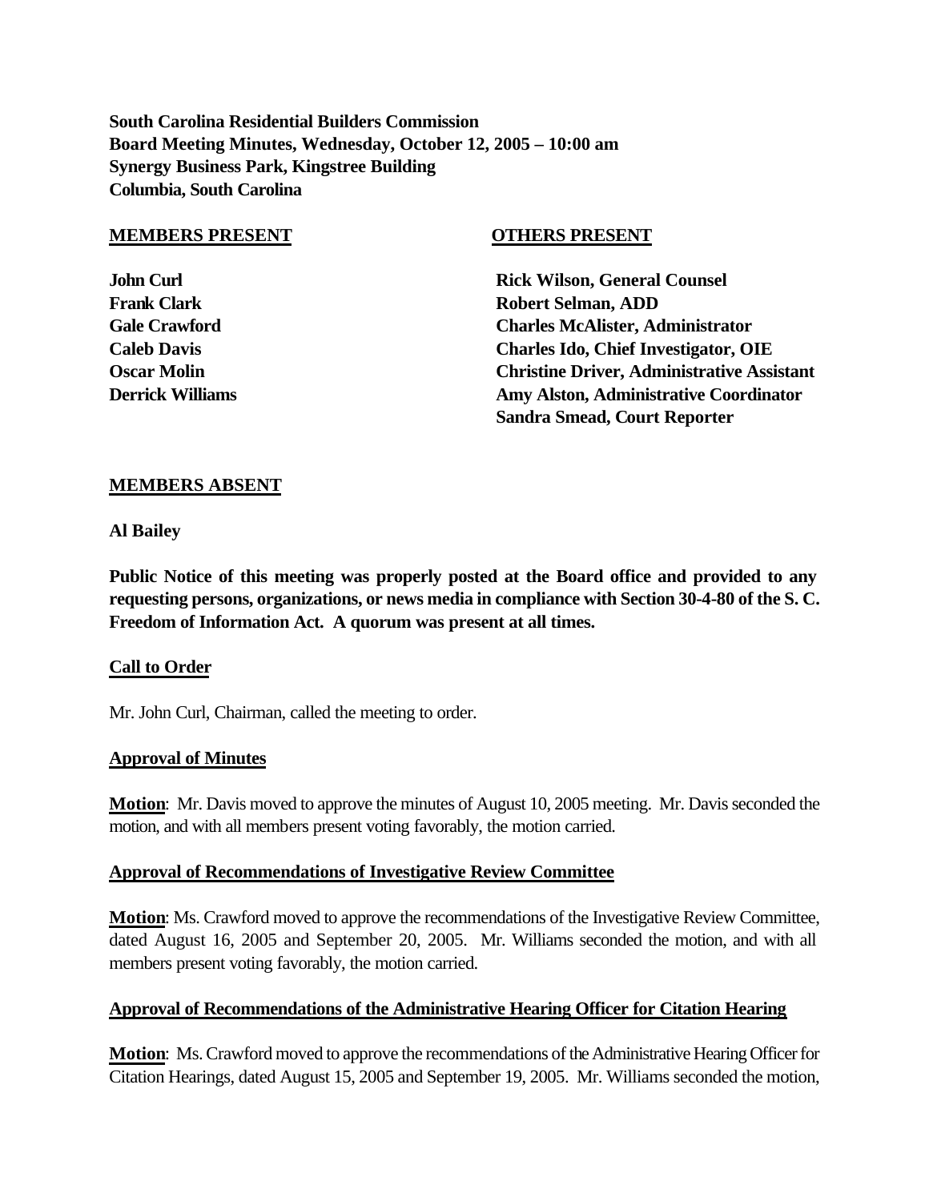**South Carolina Residential Builders Commission**
**Board Meeting Minutes, Wednesday, October 12, 2005 – 10:00 am**
**Synergy Business Park, Kingstree Building**
**Columbia, South Carolina**

| **MEMBERS PRESENT** | **OTHERS PRESENT** |
|---|---|
| **John Curl** | **Rick Wilson, General Counsel** |
| **Frank Clark** | **Robert Selman, ADD** |
| **Gale Crawford** | **Charles McAlister, Administrator** |
| **Caleb Davis** | **Charles Ido, Chief Investigator, OIE** |
| **Oscar Molin** | **Christine Driver, Administrative Assistant** |
| **Derrick Williams** | **Amy Alston, Administrative Coordinator** |
| | **Sandra Smead, Court Reporter** |

**MEMBERS ABSENT**

**Al Bailey**

**Public Notice of this meeting was properly posted at the Board office and provided to any requesting persons, organizations, or news media in compliance with Section 30-4-80 of the S. C. Freedom of Information Act. A quorum was present at all times.**

**Call to Order**

Mr. John Curl, Chairman, called the meeting to order.

**Approval of Minutes**

**Motion**: Mr. Davis moved to approve the minutes of August 10, 2005 meeting. Mr. Davis seconded the motion, and with all members present voting favorably, the motion carried.

**Approval of Recommendations of Investigative Review Committee**

**Motion**: Ms. Crawford moved to approve the recommendations of the Investigative Review Committee, dated August 16, 2005 and September 20, 2005. Mr. Williams seconded the motion, and with all members present voting favorably, the motion carried.

**Approval of Recommendations of the Administrative Hearing Officer for Citation Hearing**

**Motion**: Ms. Crawford moved to approve the recommendations of the Administrative Hearing Officer for Citation Hearings, dated August 15, 2005 and September 19, 2005. Mr. Williams seconded the motion,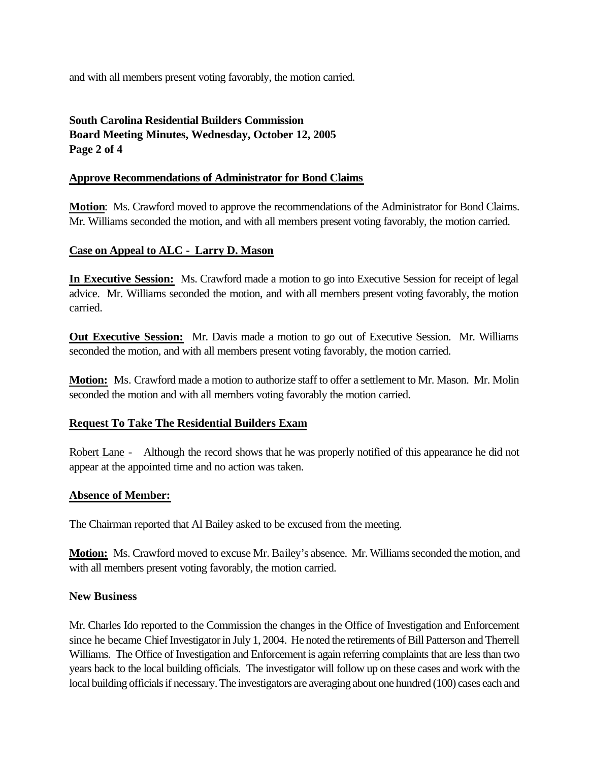and with all members present voting favorably, the motion carried.

## Approve Recommendations of Administrator for Bond Claims

**Motion**: Ms. Crawford moved to approve the recommendations of the Administrator for Bond Claims. Mr. Williams seconded the motion, and with all members present voting favorably, the motion carried.

## Case on Appeal to ALC - Larry D. Mason

**In Executive Session:** Ms. Crawford made a motion to go into Executive Session for receipt of legal advice. Mr. Williams seconded the motion, and with all members present voting favorably, the motion carried.

**Out Executive Session:** Mr. Davis made a motion to go out of Executive Session. Mr. Williams seconded the motion, and with all members present voting favorably, the motion carried.

**Motion:** Ms. Crawford made a motion to authorize staff to offer a settlement to Mr. Mason. Mr. Molin seconded the motion and with all members voting favorably the motion carried.

## Request To Take The Residential Builders Exam

Robert Lane - Although the record shows that he was properly notified of this appearance he did not appear at the appointed time and no action was taken.

## Absence of Member:

The Chairman reported that Al Bailey asked to be excused from the meeting.

**Motion:** Ms. Crawford moved to excuse Mr. Bailey's absence. Mr. Williams seconded the motion, and with all members present voting favorably, the motion carried.

## New Business

Mr. Charles Ido reported to the Commission the changes in the Office of Investigation and Enforcement since he became Chief Investigator in July 1, 2004. He noted the retirements of Bill Patterson and Therrell Williams. The Office of Investigation and Enforcement is again referring complaints that are less than two years back to the local building officials. The investigator will follow up on these cases and work with the local building officials if necessary. The investigators are averaging about one hundred (100) cases each and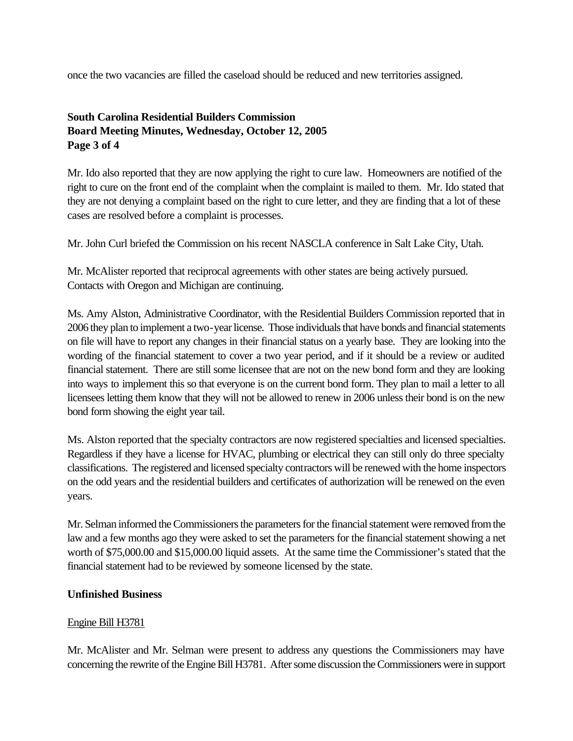once the two vacancies are filled the caseload should be reduced and new territories assigned.

Mr. Ido also reported that they are now applying the right to cure law. Homeowners are notified of the right to cure on the front end of the complaint when the complaint is mailed to them. Mr. Ido stated that they are not denying a complaint based on the right to cure letter, and they are finding that a lot of these cases are resolved before a complaint is processes.

Mr. John Curl briefed the Commission on his recent NASCLA conference in Salt Lake City, Utah.

Mr. McAlister reported that reciprocal agreements with other states are being actively pursued. Contacts with Oregon and Michigan are continuing.

Ms. Amy Alston, Administrative Coordinator, with the Residential Builders Commission reported that in 2006 they plan to implement a two-year license. Those individuals that have bonds and financial statements on file will have to report any changes in their financial status on a yearly base. They are looking into the wording of the financial statement to cover a two year period, and if it should be a review or audited financial statement. There are still some licensee that are not on the new bond form and they are looking into ways to implement this so that everyone is on the current bond form. They plan to mail a letter to all licensees letting them know that they will not be allowed to renew in 2006 unless their bond is on the new bond form showing the eight year tail.

Ms. Alston reported that the specialty contractors are now registered specialties and licensed specialties. Regardless if they have a license for HVAC, plumbing or electrical they can still only do three specialty classifications. The registered and licensed specialty contractors will be renewed with the home inspectors on the odd years and the residential builders and certificates of authorization will be renewed on the even years.

Mr. Selman informed the Commissioners the parameters for the financial statement were removed from the law and a few months ago they were asked to set the parameters for the financial statement showing a net worth of $75,000.00 and $15,000.00 liquid assets. At the same time the Commissioner's stated that the financial statement had to be reviewed by someone licensed by the state.

## Unfinished Business

Engine Bill H3781

Mr. McAlister and Mr. Selman were present to address any questions the Commissioners may have concerning the rewrite of the Engine Bill H3781. After some discussion the Commissioners were in support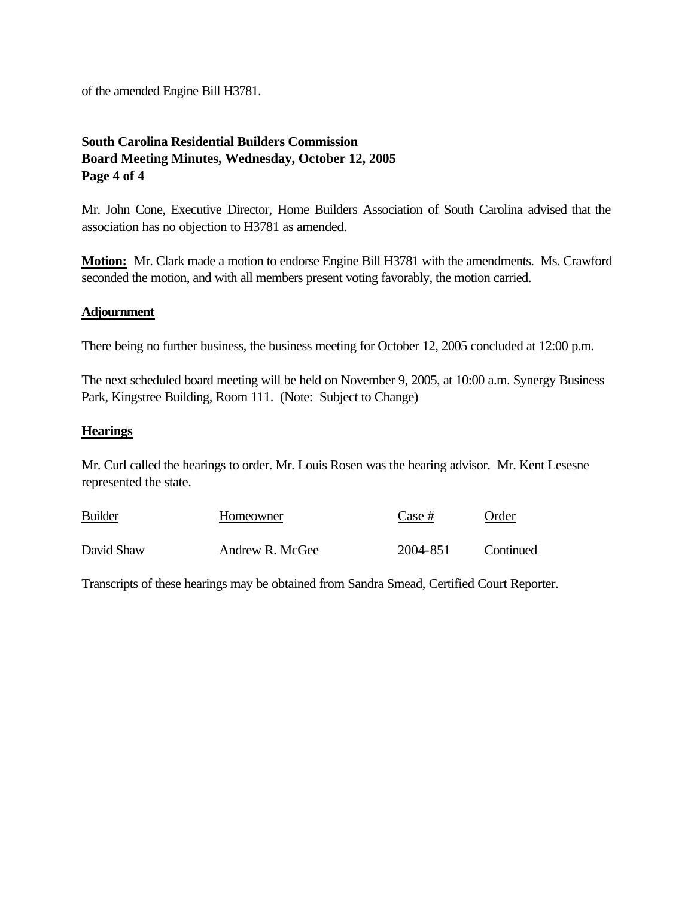of the amended Engine Bill H3781.

Mr. John Cone, Executive Director, Home Builders Association of South Carolina advised that the association has no objection to H3781 as amended.

**Motion:** Mr. Clark made a motion to endorse Engine Bill H3781 with the amendments. Ms. Crawford seconded the motion, and with all members present voting favorably, the motion carried.

## Adjournment

There being no further business, the business meeting for October 12, 2005 concluded at 12:00 p.m.

The next scheduled board meeting will be held on November 9, 2005, at 10:00 a.m. Synergy Business Park, Kingstree Building, Room 111. (Note: Subject to Change)

## Hearings

Mr. Curl called the hearings to order. Mr. Louis Rosen was the hearing advisor. Mr. Kent Lesesne represented the state.

| Builder | Homeowner | Case # | Order |
|---|---|---|---|
| David Shaw | Andrew R. McGee | 2004-851 | Continued |

Transcripts of these hearings may be obtained from Sandra Smead, Certified Court Reporter.